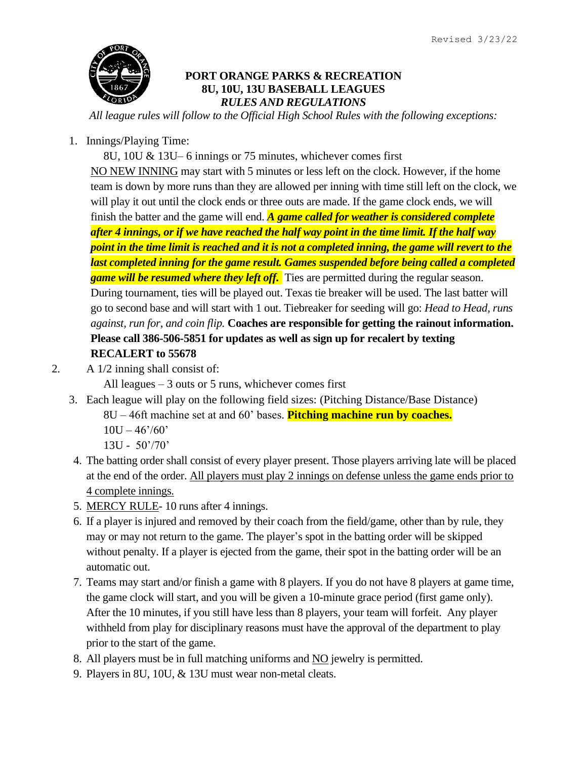Revised 3/23/22

# PORT ORANGE PARKS & RECREATION
## 8U, 10U, 13U BASEBALL LEAGUES
### *RULES AND REGULATIONS*

*All league rules will follow to the Official High School Rules with the following exceptions:*

1. Innings/Playing Time:

   8U, 10U & 13U– 6 innings or 75 minutes, whichever comes first

   NO NEW INNING may start with 5 minutes or less left on the clock. However, if the home team is down by more runs than they are allowed per inning with time still left on the clock, we will play it out until the clock ends or three outs are made. If the game clock ends, we will finish the batter and the game will end. ***A game called for weather is considered complete after 4 innings, or if we have reached the half way point in the time limit. If the half way point in the time limit is reached and it is not a completed inning, the game will revert to the last completed inning for the game result. Games suspended before being called a completed game will be resumed where they left off.*** Ties are permitted during the regular season. During tournament, ties will be played out. Texas tie breaker will be used. The last batter will go to second base and will start with 1 out. Tiebreaker for seeding will go: *Head to Head, runs against, run for, and coin flip.* **Coaches are responsible for getting the rainout information. Please call 386-506-5851 for updates as well as sign up for recalert by texting RECALERT to 55678**

2. A 1/2 inning shall consist of:

   All leagues – 3 outs or 5 runs, whichever comes first

3. Each league will play on the following field sizes: (Pitching Distance/Base Distance)

   8U – 46ft machine set at and 60' bases. **Pitching machine run by coaches.**

   10U – 46'/60'

   13U - 50'/70'

4. The batting order shall consist of every player present. Those players arriving late will be placed at the end of the order. All players must play 2 innings on defense unless the game ends prior to 4 complete innings.

5. MERCY RULE- 10 runs after 4 innings.

6. If a player is injured and removed by their coach from the field/game, other than by rule, they may or may not return to the game. The player's spot in the batting order will be skipped without penalty. If a player is ejected from the game, their spot in the batting order will be an automatic out.

7. Teams may start and/or finish a game with 8 players. If you do not have 8 players at game time, the game clock will start, and you will be given a 10-minute grace period (first game only). After the 10 minutes, if you still have less than 8 players, your team will forfeit. Any player withheld from play for disciplinary reasons must have the approval of the department to play prior to the start of the game.

8. All players must be in full matching uniforms and NO jewelry is permitted.

9. Players in 8U, 10U, & 13U must wear non-metal cleats.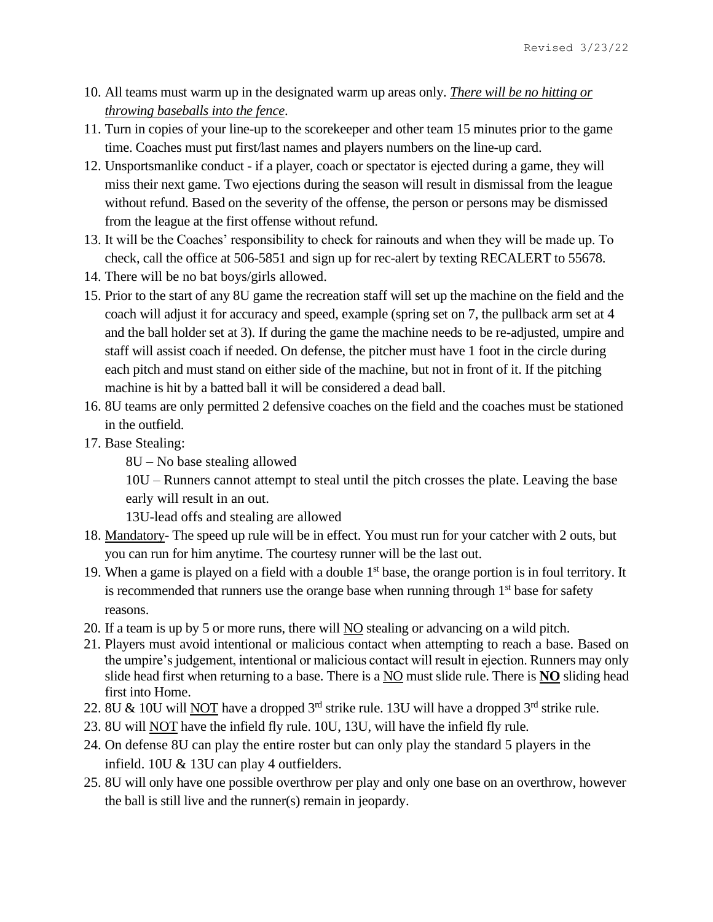10. All teams must warm up in the designated warm up areas only. ***There will be no hitting or throwing baseballs into the fence***.
11. Turn in copies of your line-up to the scorekeeper and other team 15 minutes prior to the game time. Coaches must put first/last names and players numbers on the line-up card.
12. Unsportsmanlike conduct - if a player, coach or spectator is ejected during a game, they will miss their next game. Two ejections during the season will result in dismissal from the league without refund. Based on the severity of the offense, the person or persons may be dismissed from the league at the first offense without refund.
13. It will be the Coaches' responsibility to check for rainouts and when they will be made up. To check, call the office at 506-5851 and sign up for rec-alert by texting RECALERT to 55678.
14. There will be no bat boys/girls allowed.
15. Prior to the start of any 8U game the recreation staff will set up the machine on the field and the coach will adjust it for accuracy and speed, example (spring set on 7, the pullback arm set at 4 and the ball holder set at 3). If during the game the machine needs to be re-adjusted, umpire and staff will assist coach if needed. On defense, the pitcher must have 1 foot in the circle during each pitch and must stand on either side of the machine, but not in front of it. If the pitching machine is hit by a batted ball it will be considered a dead ball.
16. 8U teams are only permitted 2 defensive coaches on the field and the coaches must be stationed in the outfield.
17. Base Stealing:

    8U – No base stealing allowed

    10U – Runners cannot attempt to steal until the pitch crosses the plate. Leaving the base early will result in an out.

    13U-lead offs and stealing are allowed
18. Mandatory- The speed up rule will be in effect. You must run for your catcher with 2 outs, but you can run for him anytime. The courtesy runner will be the last out.
19. When a game is played on a field with a double 1st base, the orange portion is in foul territory. It is recommended that runners use the orange base when running through 1st base for safety reasons.
20. If a team is up by 5 or more runs, there will NO stealing or advancing on a wild pitch.
21. Players must avoid intentional or malicious contact when attempting to reach a base. Based on the umpire's judgement, intentional or malicious contact will result in ejection. Runners may only slide head first when returning to a base. There is a NO must slide rule. There is **NO** sliding head first into Home.
22. 8U & 10U will NOT have a dropped 3rd strike rule. 13U will have a dropped 3rd strike rule.
23. 8U will NOT have the infield fly rule. 10U, 13U, will have the infield fly rule.
24. On defense 8U can play the entire roster but can only play the standard 5 players in the infield. 10U & 13U can play 4 outfielders.
25. 8U will only have one possible overthrow per play and only one base on an overthrow, however the ball is still live and the runner(s) remain in jeopardy.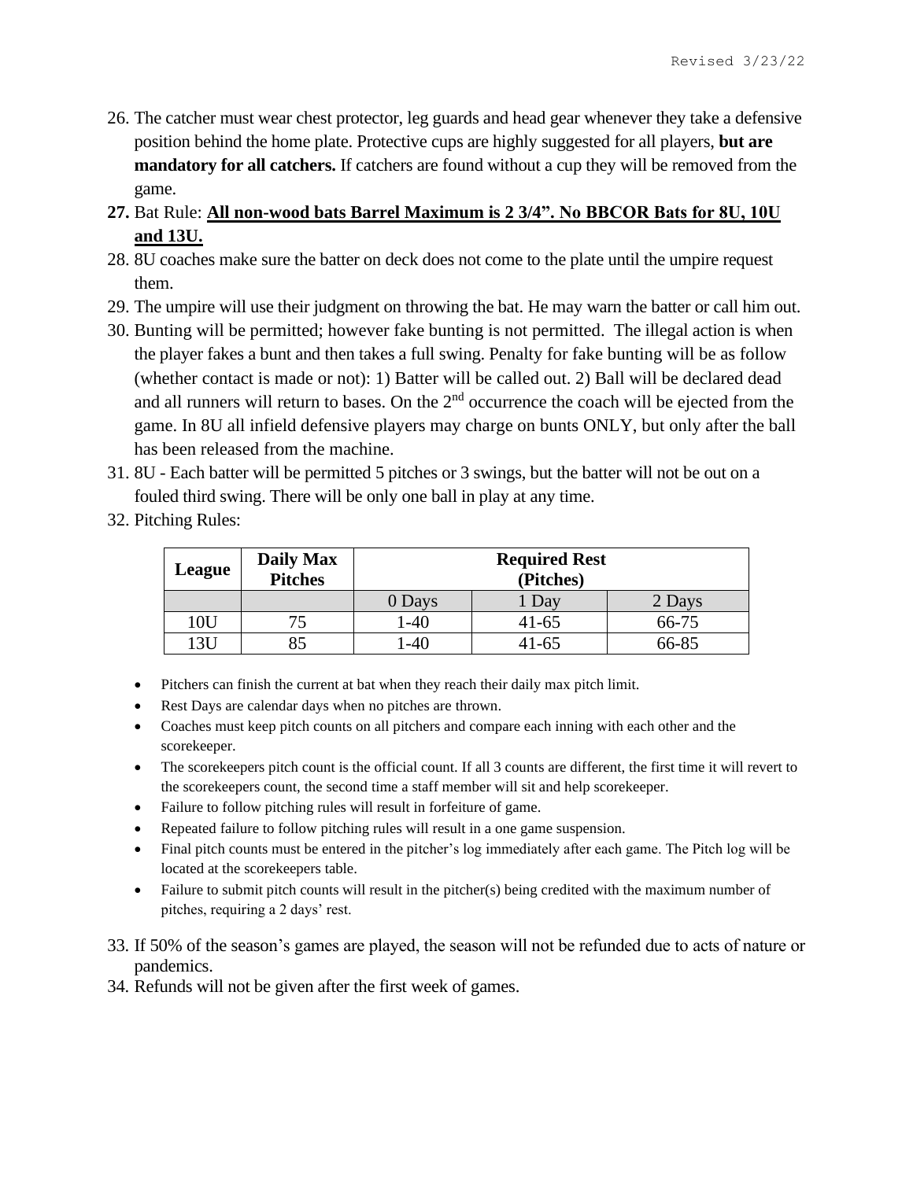26. The catcher must wear chest protector, leg guards and head gear whenever they take a defensive position behind the home plate. Protective cups are highly suggested for all players, **but are mandatory for all catchers.** If catchers are found without a cup they will be removed from the game.
27. Bat Rule: **All non-wood bats Barrel Maximum is 2 3/4". No BBCOR Bats for 8U, 10U and 13U.**
28. 8U coaches make sure the batter on deck does not come to the plate until the umpire request them.
29. The umpire will use their judgment on throwing the bat. He may warn the batter or call him out.
30. Bunting will be permitted; however fake bunting is not permitted. The illegal action is when the player fakes a bunt and then takes a full swing. Penalty for fake bunting will be as follow (whether contact is made or not): 1) Batter will be called out. 2) Ball will be declared dead and all runners will return to bases. On the 2nd occurrence the coach will be ejected from the game. In 8U all infield defensive players may charge on bunts ONLY, but only after the ball has been released from the machine.
31. 8U - Each batter will be permitted 5 pitches or 3 swings, but the batter will not be out on a fouled third swing. There will be only one ball in play at any time.
32. Pitching Rules:

| League | Daily Max Pitches | Required Rest (Pitches) | | |
|---|---|---|---|---|
| | | 0 Days | 1 Day | 2 Days |
| 10U | 75 | 1-40 | 41-65 | 66-75 |
| 13U | 85 | 1-40 | 41-65 | 66-85 |

- Pitchers can finish the current at bat when they reach their daily max pitch limit.
- Rest Days are calendar days when no pitches are thrown.
- Coaches must keep pitch counts on all pitchers and compare each inning with each other and the scorekeeper.
- The scorekeepers pitch count is the official count. If all 3 counts are different, the first time it will revert to the scorekeepers count, the second time a staff member will sit and help scorekeeper.
- Failure to follow pitching rules will result in forfeiture of game.
- Repeated failure to follow pitching rules will result in a one game suspension.
- Final pitch counts must be entered in the pitcher's log immediately after each game. The Pitch log will be located at the scorekeepers table.
- Failure to submit pitch counts will result in the pitcher(s) being credited with the maximum number of pitches, requiring a 2 days' rest.

33. If 50% of the season's games are played, the season will not be refunded due to acts of nature or pandemics.
34. Refunds will not be given after the first week of games.